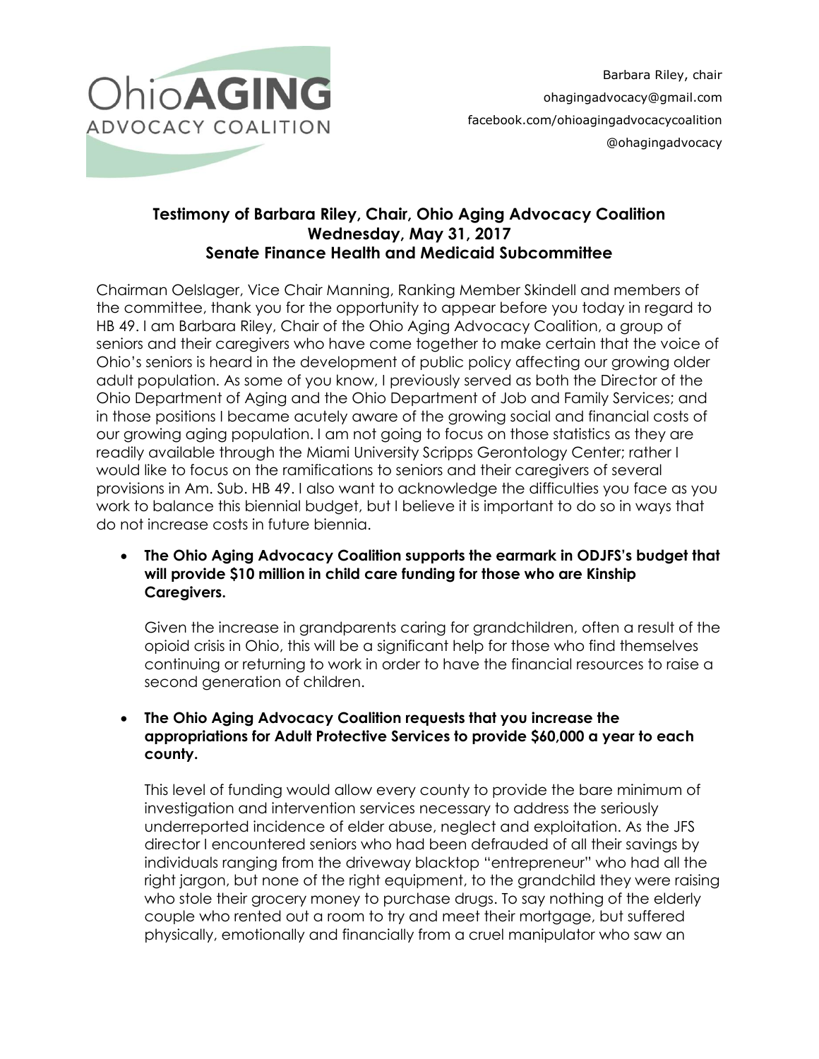Ohio**AGING** ADVOCACY COALITION

Barbara Riley, chair
ohagingadvocacy@gmail.com
facebook.com/ohioagingadvocacycoalition
@ohagingadvocacy

## Testimony of Barbara Riley, Chair, Ohio Aging Advocacy Coalition
## Wednesday, May 31, 2017
## Senate Finance Health and Medicaid Subcommittee

Chairman Oelslager, Vice Chair Manning, Ranking Member Skindell and members of the committee, thank you for the opportunity to appear before you today in regard to HB 49. I am Barbara Riley, Chair of the Ohio Aging Advocacy Coalition, a group of seniors and their caregivers who have come together to make certain that the voice of Ohio's seniors is heard in the development of public policy affecting our growing older adult population. As some of you know, I previously served as both the Director of the Ohio Department of Aging and the Ohio Department of Job and Family Services; and in those positions I became acutely aware of the growing social and financial costs of our growing aging population. I am not going to focus on those statistics as they are readily available through the Miami University Scripps Gerontology Center; rather I would like to focus on the ramifications to seniors and their caregivers of several provisions in Am. Sub. HB 49. I also want to acknowledge the difficulties you face as you work to balance this biennial budget, but I believe it is important to do so in ways that do not increase costs in future biennia.

- **The Ohio Aging Advocacy Coalition supports the earmark in ODJFS's budget that will provide $10 million in child care funding for those who are Kinship Caregivers.**

  Given the increase in grandparents caring for grandchildren, often a result of the opioid crisis in Ohio, this will be a significant help for those who find themselves continuing or returning to work in order to have the financial resources to raise a second generation of children.

- **The Ohio Aging Advocacy Coalition requests that you increase the appropriations for Adult Protective Services to provide $60,000 a year to each county.**

  This level of funding would allow every county to provide the bare minimum of investigation and intervention services necessary to address the seriously underreported incidence of elder abuse, neglect and exploitation. As the JFS director I encountered seniors who had been defrauded of all their savings by individuals ranging from the driveway blacktop "entrepreneur" who had all the right jargon, but none of the right equipment, to the grandchild they were raising who stole their grocery money to purchase drugs. To say nothing of the elderly couple who rented out a room to try and meet their mortgage, but suffered physically, emotionally and financially from a cruel manipulator who saw an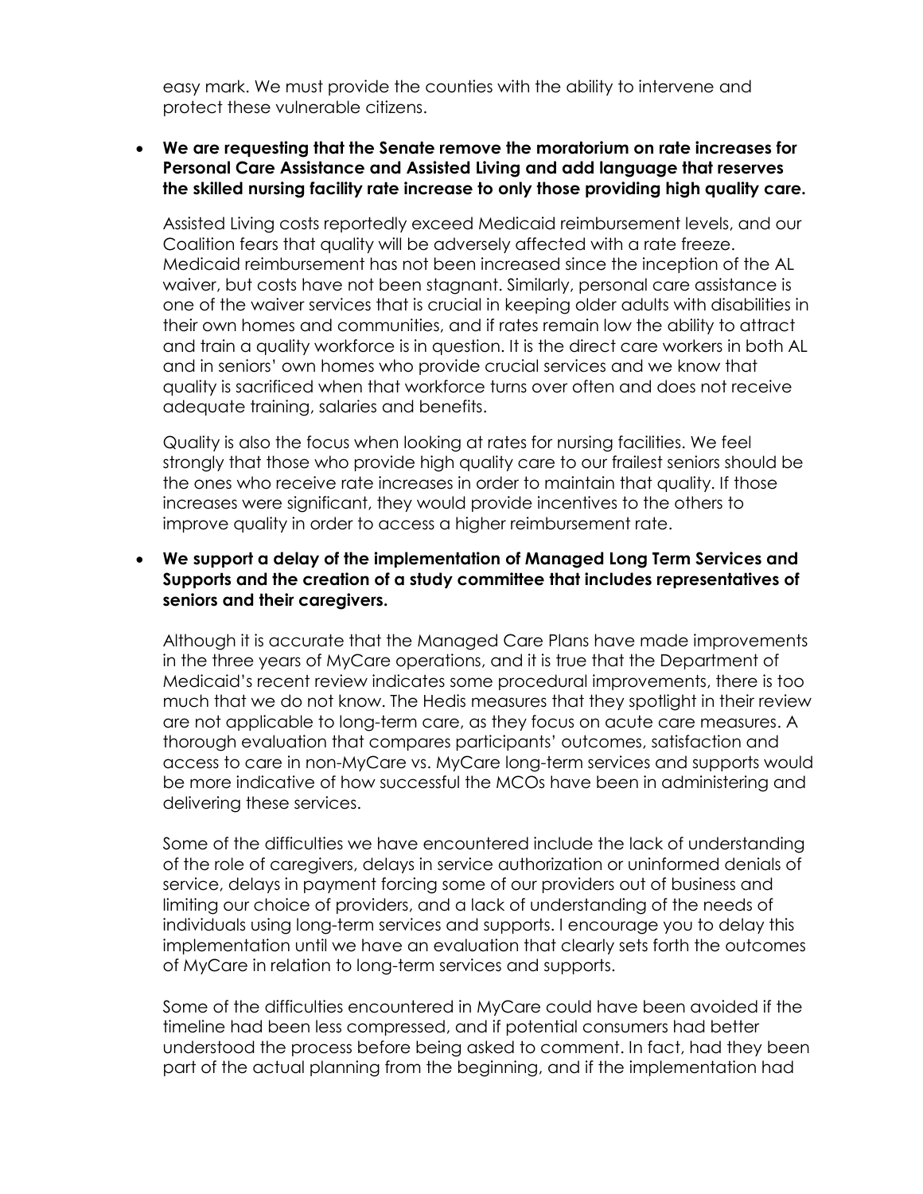easy mark. We must provide the counties with the ability to intervene and protect these vulnerable citizens.

- **We are requesting that the Senate remove the moratorium on rate increases for Personal Care Assistance and Assisted Living and add language that reserves the skilled nursing facility rate increase to only those providing high quality care.**

  Assisted Living costs reportedly exceed Medicaid reimbursement levels, and our Coalition fears that quality will be adversely affected with a rate freeze. Medicaid reimbursement has not been increased since the inception of the AL waiver, but costs have not been stagnant. Similarly, personal care assistance is one of the waiver services that is crucial in keeping older adults with disabilities in their own homes and communities, and if rates remain low the ability to attract and train a quality workforce is in question. It is the direct care workers in both AL and in seniors' own homes who provide crucial services and we know that quality is sacrificed when that workforce turns over often and does not receive adequate training, salaries and benefits.

  Quality is also the focus when looking at rates for nursing facilities. We feel strongly that those who provide high quality care to our frailest seniors should be the ones who receive rate increases in order to maintain that quality. If those increases were significant, they would provide incentives to the others to improve quality in order to access a higher reimbursement rate.

- **We support a delay of the implementation of Managed Long Term Services and Supports and the creation of a study committee that includes representatives of seniors and their caregivers.**

  Although it is accurate that the Managed Care Plans have made improvements in the three years of MyCare operations, and it is true that the Department of Medicaid's recent review indicates some procedural improvements, there is too much that we do not know. The Hedis measures that they spotlight in their review are not applicable to long-term care, as they focus on acute care measures. A thorough evaluation that compares participants' outcomes, satisfaction and access to care in non-MyCare vs. MyCare long-term services and supports would be more indicative of how successful the MCOs have been in administering and delivering these services.

  Some of the difficulties we have encountered include the lack of understanding of the role of caregivers, delays in service authorization or uninformed denials of service, delays in payment forcing some of our providers out of business and limiting our choice of providers, and a lack of understanding of the needs of individuals using long-term services and supports. I encourage you to delay this implementation until we have an evaluation that clearly sets forth the outcomes of MyCare in relation to long-term services and supports.

  Some of the difficulties encountered in MyCare could have been avoided if the timeline had been less compressed, and if potential consumers had better understood the process before being asked to comment. In fact, had they been part of the actual planning from the beginning, and if the implementation had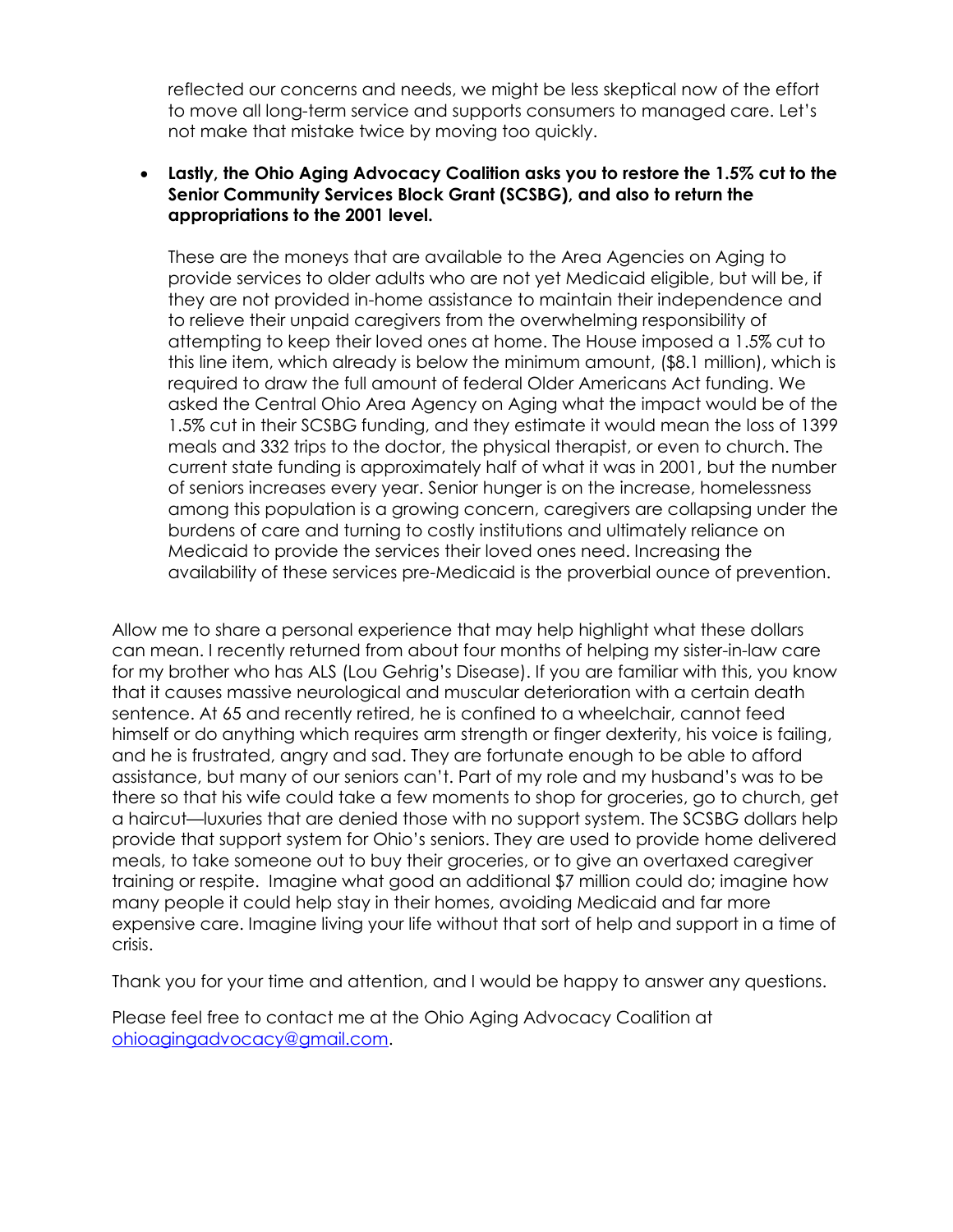reflected our concerns and needs, we might be less skeptical now of the effort to move all long-term service and supports consumers to managed care. Let's not make that mistake twice by moving too quickly.

- **Lastly, the Ohio Aging Advocacy Coalition asks you to restore the 1.5% cut to the Senior Community Services Block Grant (SCSBG), and also to return the appropriations to the 2001 level.**

  These are the moneys that are available to the Area Agencies on Aging to provide services to older adults who are not yet Medicaid eligible, but will be, if they are not provided in-home assistance to maintain their independence and to relieve their unpaid caregivers from the overwhelming responsibility of attempting to keep their loved ones at home. The House imposed a 1.5% cut to this line item, which already is below the minimum amount, ($8.1 million), which is required to draw the full amount of federal Older Americans Act funding. We asked the Central Ohio Area Agency on Aging what the impact would be of the 1.5% cut in their SCSBG funding, and they estimate it would mean the loss of 1399 meals and 332 trips to the doctor, the physical therapist, or even to church. The current state funding is approximately half of what it was in 2001, but the number of seniors increases every year. Senior hunger is on the increase, homelessness among this population is a growing concern, caregivers are collapsing under the burdens of care and turning to costly institutions and ultimately reliance on Medicaid to provide the services their loved ones need. Increasing the availability of these services pre-Medicaid is the proverbial ounce of prevention.

Allow me to share a personal experience that may help highlight what these dollars can mean. I recently returned from about four months of helping my sister-in-law care for my brother who has ALS (Lou Gehrig's Disease). If you are familiar with this, you know that it causes massive neurological and muscular deterioration with a certain death sentence. At 65 and recently retired, he is confined to a wheelchair, cannot feed himself or do anything which requires arm strength or finger dexterity, his voice is failing, and he is frustrated, angry and sad. They are fortunate enough to be able to afford assistance, but many of our seniors can't. Part of my role and my husband's was to be there so that his wife could take a few moments to shop for groceries, go to church, get a haircut—luxuries that are denied those with no support system. The SCSBG dollars help provide that support system for Ohio's seniors. They are used to provide home delivered meals, to take someone out to buy their groceries, or to give an overtaxed caregiver training or respite. Imagine what good an additional $7 million could do; imagine how many people it could help stay in their homes, avoiding Medicaid and far more expensive care. Imagine living your life without that sort of help and support in a time of crisis.

Thank you for your time and attention, and I would be happy to answer any questions.

Please feel free to contact me at the Ohio Aging Advocacy Coalition at [ohioagingadvocacy@gmail.com](mailto:ohioagingadvocacy@gmail.com).